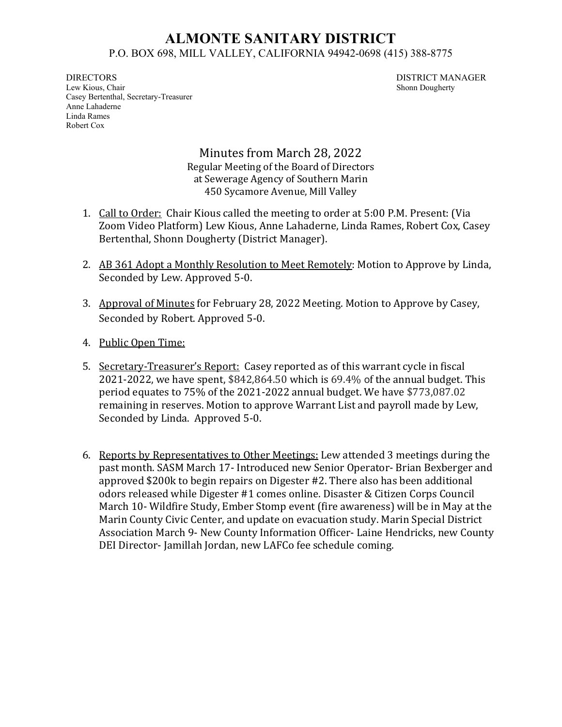# ALMONTE SANITARY DISTRICT

P.O. BOX 698, MILL VALLEY, CALIFORNIA 94942-0698 (415) 388-8775

DIRECTORS
Lew Kious, Chair
Casey Bertenthal, Secretary-Treasurer
Anne Lahaderne
Linda Rames
Robert Cox

DISTRICT MANAGER
Shonn Dougherty

## Minutes from March 28, 2022

Regular Meeting of the Board of Directors
at Sewerage Agency of Southern Marin
450 Sycamore Avenue, Mill Valley

1. Call to Order: Chair Kious called the meeting to order at 5:00 P.M. Present: (Via Zoom Video Platform) Lew Kious, Anne Lahaderne, Linda Rames, Robert Cox, Casey Bertenthal, Shonn Dougherty (District Manager).

2. AB 361 Adopt a Monthly Resolution to Meet Remotely: Motion to Approve by Linda, Seconded by Lew. Approved 5-0.

3. Approval of Minutes for February 28, 2022 Meeting. Motion to Approve by Casey, Seconded by Robert. Approved 5-0.

4. Public Open Time:

5. Secretary-Treasurer's Report: Casey reported as of this warrant cycle in fiscal 2021-2022, we have spent, $842,864.50 which is 69.4% of the annual budget. This period equates to 75% of the 2021-2022 annual budget. We have $773,087.02 remaining in reserves. Motion to approve Warrant List and payroll made by Lew, Seconded by Linda. Approved 5-0.

6. Reports by Representatives to Other Meetings: Lew attended 3 meetings during the past month. SASM March 17- Introduced new Senior Operator- Brian Bexberger and approved $200k to begin repairs on Digester #2. There also has been additional odors released while Digester #1 comes online. Disaster & Citizen Corps Council March 10- Wildfire Study, Ember Stomp event (fire awareness) will be in May at the Marin County Civic Center, and update on evacuation study. Marin Special District Association March 9- New County Information Officer- Laine Hendricks, new County DEI Director- Jamillah Jordan, new LAFCo fee schedule coming.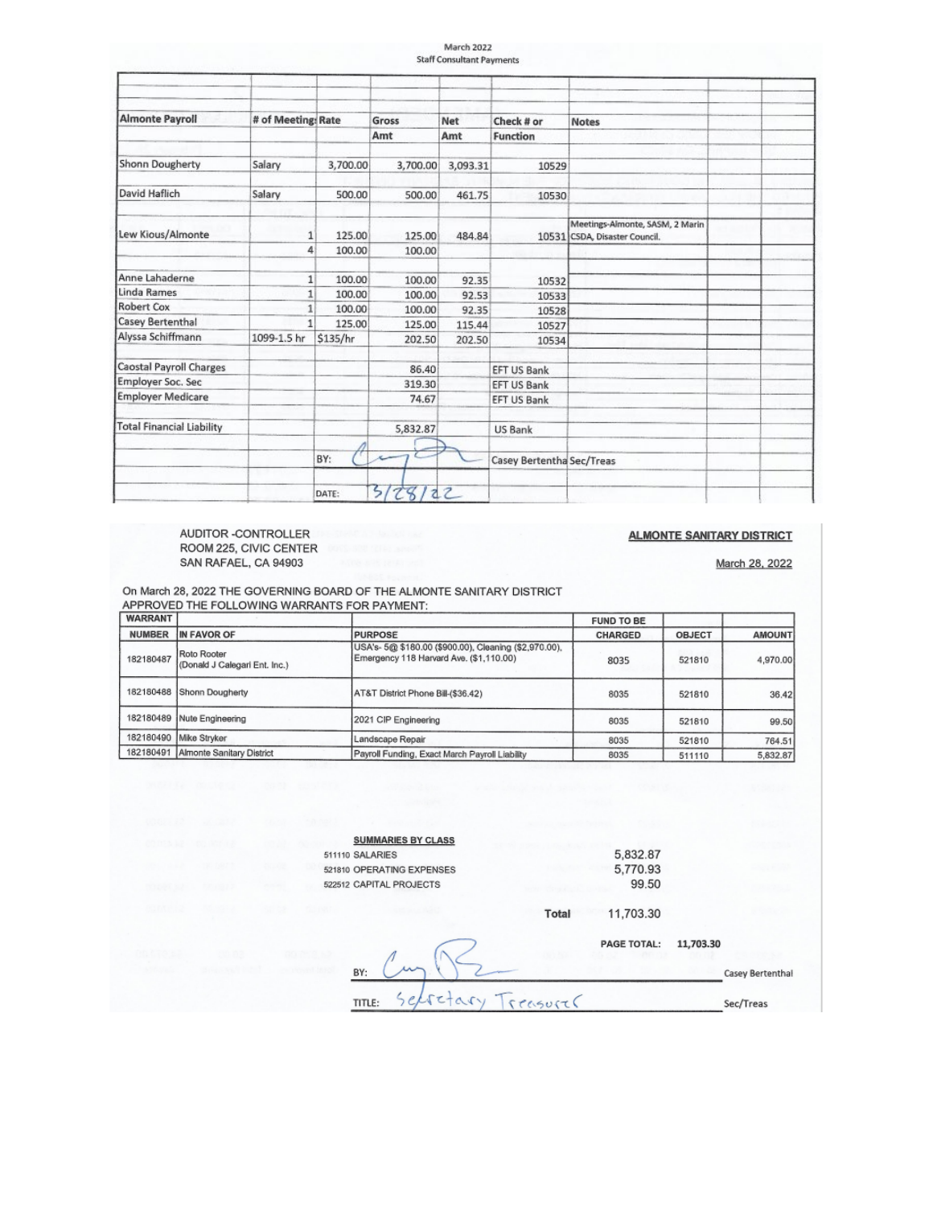March 2022
Staff Consultant Payments

| Almonte Payroll | # of Meetings | Rate | Gross Amt | Net Amt | Check # or Function | Notes |
|---|---|---|---|---|---|---|
| Shonn Dougherty | Salary | 3,700.00 | 3,700.00 | 3,093.31 | 10529 | |
| David Haflich | Salary | 500.00 | 500.00 | 461.75 | 10530 | |
| Lew Kious/Almonte | 1 | 125.00 | 125.00 | 484.84 | 10531 | Meetings-Almonte, SASM, 2 Marin CSDA, Disaster Council. |
| | 4 | 100.00 | 100.00 | | | |
| Anne Lahaderne | 1 | 100.00 | 100.00 | 92.35 | 10532 | |
| Linda Rames | 1 | 100.00 | 100.00 | 92.53 | 10533 | |
| Robert Cox | 1 | 100.00 | 100.00 | 92.35 | 10528 | |
| Casey Bertenthal | 1 | 125.00 | 125.00 | 115.44 | 10527 | |
| Alyssa Schiffmann | 1099-1.5 hr | $135/hr | 202.50 | 202.50 | 10534 | |
| Caostal Payroll Charges | | | 86.40 | | EFT US Bank | |
| Employer Soc. Sec | | | 319.30 | | EFT US Bank | |
| Employer Medicare | | | 74.67 | | EFT US Bank | |
| Total Financial Liability | | | 5,832.87 | | US Bank | |

BY: [signature] Casey Bertentha Sec/Treas

DATE: 3/28/22

AUDITOR -CONTROLLER
ROOM 225, CIVIC CENTER
SAN RAFAEL, CA 94903

**ALMONTE SANITARY DISTRICT**

March 28, 2022

On March 28, 2022 THE GOVERNING BOARD OF THE ALMONTE SANITARY DISTRICT APPROVED THE FOLLOWING WARRANTS FOR PAYMENT:

| WARRANT NUMBER | IN FAVOR OF | PURPOSE | FUND TO BE CHARGED | OBJECT | AMOUNT |
|---|---|---|---|---|---|
| 182180487 | Roto Rooter (Donald J Calegari Ent. Inc.) | USA's- 5@ $180.00 ($900.00), Cleaning ($2,970.00), Emergency 118 Harvard Ave. ($1,110.00) | 8035 | 521810 | 4,970.00 |
| 182180488 | Shonn Dougherty | AT&T District Phone Bill-($36.42) | 8035 | 521810 | 36.42 |
| 182180489 | Nute Engineering | 2021 CIP Engineering | 8035 | 521810 | 99.50 |
| 182180490 | Mike Stryker | Landscape Repair | 8035 | 521810 | 764.51 |
| 182180491 | Almonte Sanitary District | Payroll Funding, Exact March Payroll Liability | 8035 | 511110 | 5,832.87 |

**SUMMARIES BY CLASS**

| | |
|---|---|
| 511110 SALARIES | 5,832.87 |
| 521810 OPERATING EXPENSES | 5,770.93 |
| 522512 CAPITAL PROJECTS | 99.50 |
| Total | 11,703.30 |

PAGE TOTAL: 11,703.30

BY: [signature] Casey Bertenthal

TITLE: Secretary Treasurer Sec/Treas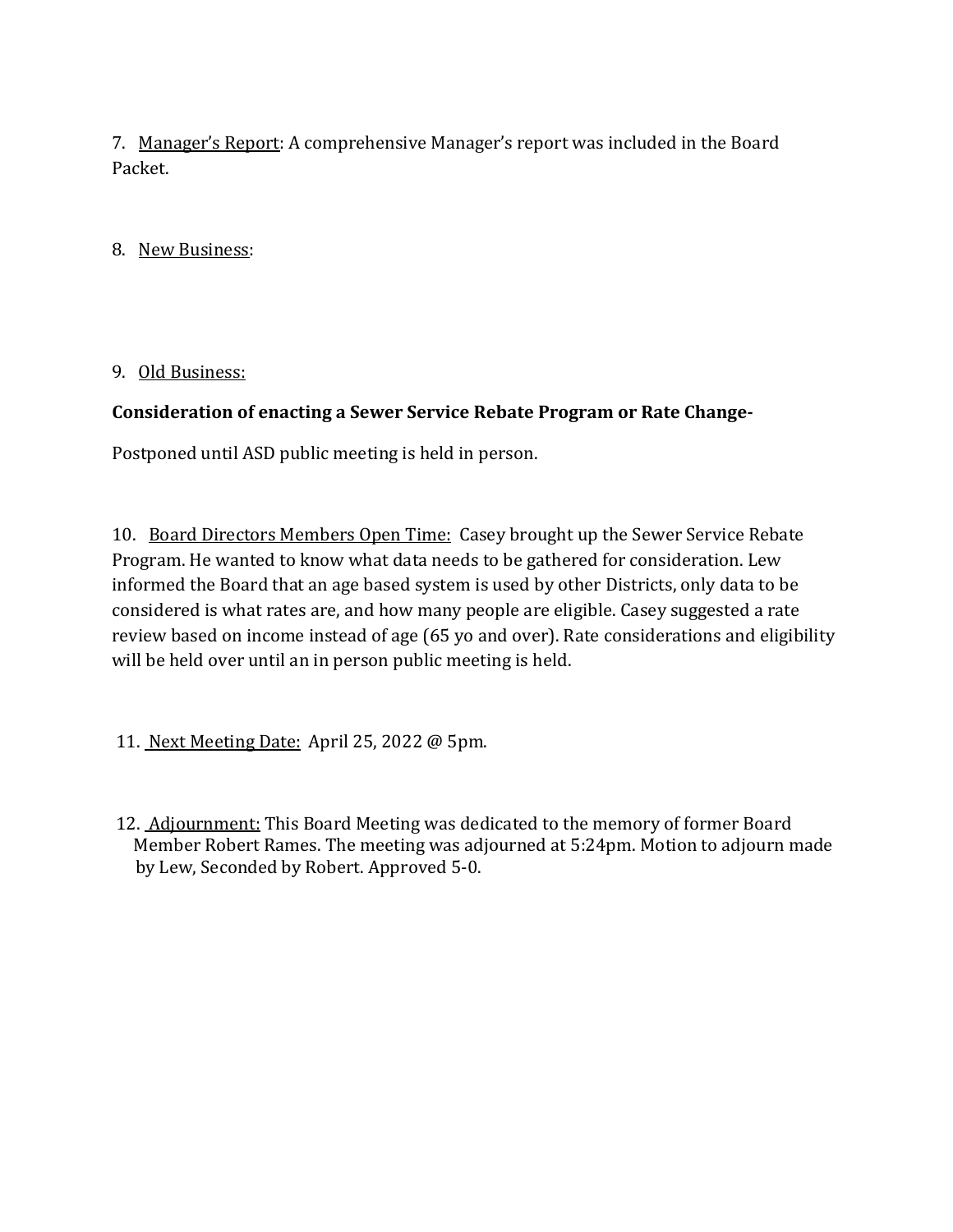7. Manager's Report: A comprehensive Manager's report was included in the Board Packet.

8. New Business:

9. Old Business:

**Consideration of enacting a Sewer Service Rebate Program or Rate Change-**

Postponed until ASD public meeting is held in person.

10. Board Directors Members Open Time: Casey brought up the Sewer Service Rebate Program. He wanted to know what data needs to be gathered for consideration. Lew informed the Board that an age based system is used by other Districts, only data to be considered is what rates are, and how many people are eligible. Casey suggested a rate review based on income instead of age (65 yo and over). Rate considerations and eligibility will be held over until an in person public meeting is held.

11. Next Meeting Date: April 25, 2022 @ 5pm.

12. Adjournment: This Board Meeting was dedicated to the memory of former Board Member Robert Rames. The meeting was adjourned at 5:24pm. Motion to adjourn made by Lew, Seconded by Robert. Approved 5-0.